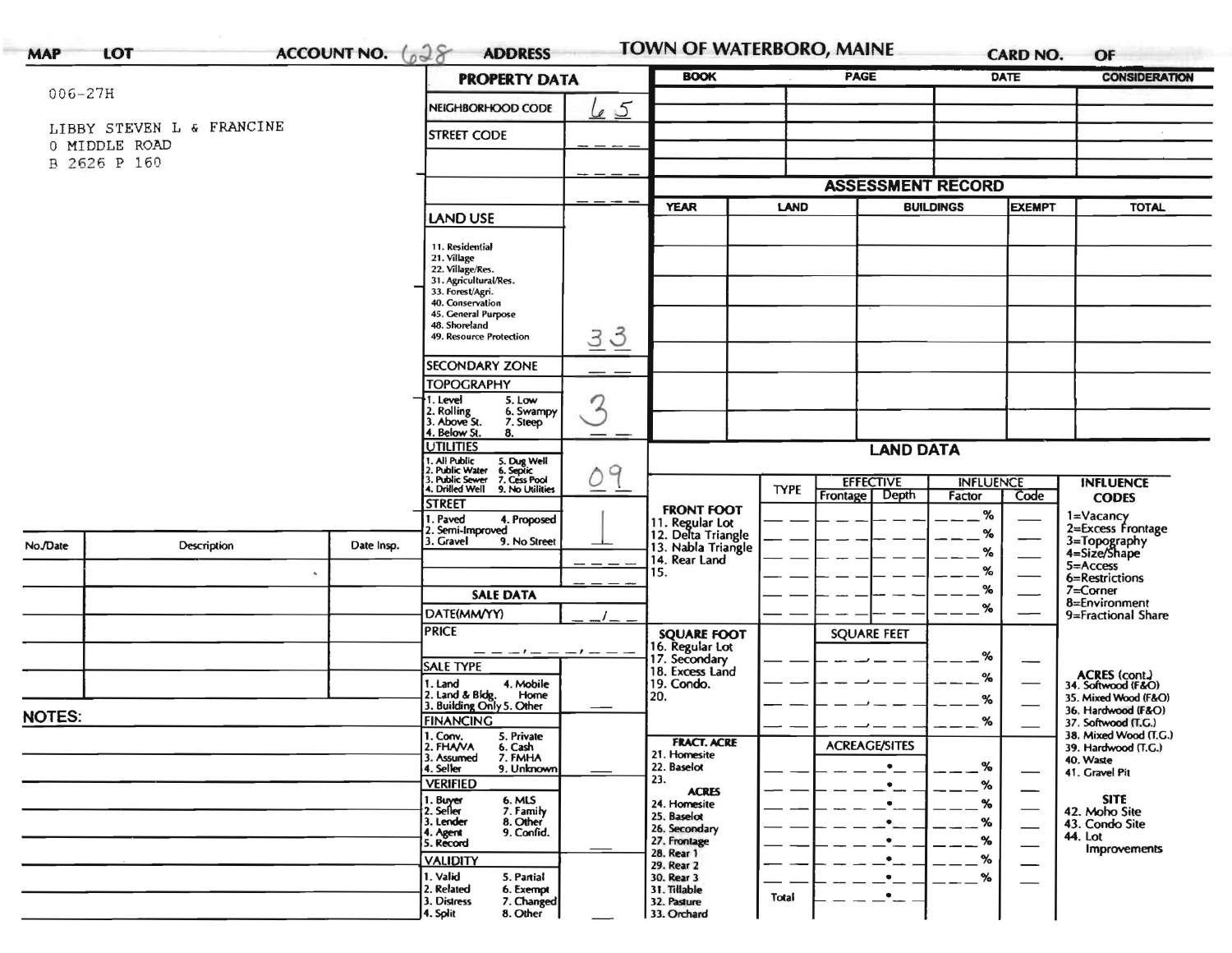**MAP** **LOT** **ACCOUNT NO.** 628 **ADDRESS** **TOWN OF WATERBORO, MAINE** **CARD NO.** **OF**

006-27H

LIBBY STEVEN L & FRANCINE
0 MIDDLE ROAD
B 2626 P 160

## PROPERTY DATA

| Field | Value |
|---|---|
| NEIGHBORHOOD CODE | 65 |
| STREET CODE | |
| LAND USE (11. Residential, 21. Village, 22. Village/Res., 31. Agricultural/Res., 33. Forest/Agri., 40. Conservation, 45. General Purpose, 48. Shoreland, 49. Resource Protection) | 33 |
| SECONDARY ZONE | |
| TOPOGRAPHY (1. Level, 2. Rolling, 3. Above St., 4. Below St., 5. Low, 6. Swampy, 7. Steep, 8.) | 3 |
| UTILITIES (1. All Public, 2. Public Water, 3. Public Sewer, 4. Drilled Well, 5. Dug Well, 6. Septic, 7. Cess Pool, 9. No Utilities) | 09 |
| STREET (1. Paved, 2. Semi-Improved, 3. Gravel, 4. Proposed, 9. No Street) | 1 |

## SALE DATA

| Field | Value |
|---|---|
| DATE(MM/YY) | |
| PRICE | |
| SALE TYPE (1. Land, 2. Land & Bldg., 3. Building Only, 4. Mobile Home, 5. Other) | |
| FINANCING (1. Conv., 2. FHA/VA, 3. Assumed, 4. Seller, 5. Private, 6. Cash, 7. FMHA, 9. Unknown) | |
| VERIFIED (1. Buyer, 2. Seller, 3. Lender, 4. Agent, 5. Record, 6. MLS, 7. Family, 8. Other, 9. Confid.) | |
| VALIDITY (1. Valid, 2. Related, 3. Distress, 4. Split, 5. Partial, 6. Exempt, 7. Changed, 8. Other) | |

| BOOK | PAGE | DATE | CONSIDERATION |
|---|---|---|---|
| | | | |

## ASSESSMENT RECORD

| YEAR | LAND | BUILDINGS | EXEMPT | TOTAL |
|---|---|---|---|---|
| | | | | |

## LAND DATA

| | TYPE | EFFECTIVE Frontage | EFFECTIVE Depth | INFLUENCE Factor | INFLUENCE Code |
|---|---|---|---|---|---|
| **FRONT FOOT** 11. Regular Lot, 12. Delta Triangle, 13. Nabla Triangle, 14. Rear Land, 15. | | | | % | |
| **SQUARE FOOT** 16. Regular Lot, 17. Secondary, 18. Excess Land, 19. Condo., 20. | | SQUARE FEET | | % | |
| **FRACT. ACRE** 21. Homesite, 22. Baselot, 23. **ACRES** 24. Homesite, 25. Baselot, 26. Secondary, 27. Frontage, 28. Rear 1, 29. Rear 2, 30. Rear 3, 31. Tillable, 32. Pasture, 33. Orchard | | ACREAGE/SITES | | % | |
| | Total | | | | |

**INFLUENCE CODES**
1=Vacancy
2=Excess Frontage
3=Topography
4=Size/Shape
5=Access
6=Restrictions
7=Corner
8=Environment
9=Fractional Share

**ACRES (cont.)**
34. Softwood (F&O)
35. Mixed Wood (F&O)
36. Hardwood (F&O)
37. Softwood (T.G.)
38. Mixed Wood (T.G.)
39. Hardwood (T.G.)
40. Waste
41. Gravel Pit

**SITE**
42. Moho Site
43. Condo Site
44. Lot Improvements

| No./Date | Description | Date Insp. |
|---|---|---|
| | | |

**NOTES:**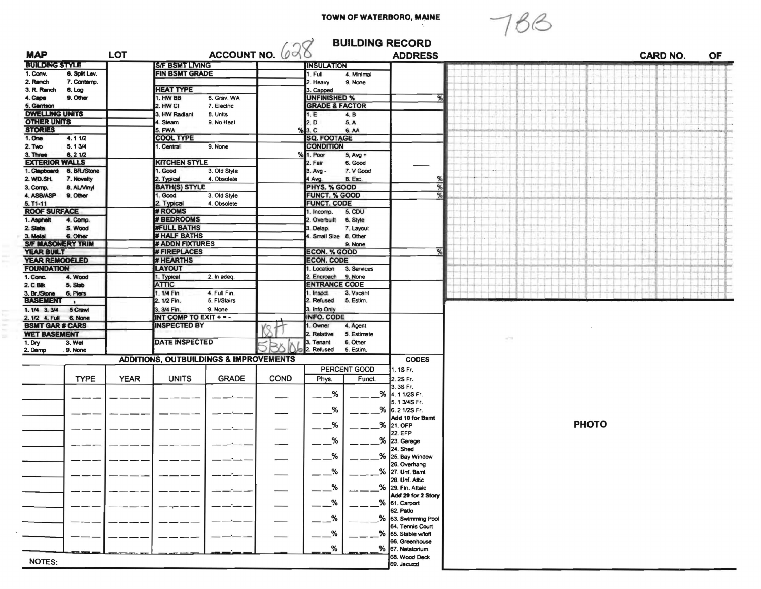TOWN OF WATERBORO, MAINE

788

# BUILDING RECORD

MAP | LOT | ACCOUNT NO. 628 | ADDRESS | CARD NO. | OF

| | | | | | |
|---|---|---|---|---|---|
| **BUILDING STYLE** | | **S/F BSMT LIVING** | | **INSULATION** | |
| 1. Conv. 6. Split Lev. 2. Ranch 7. Contemp. 3. R. Ranch 8. Log 4. Cape 9. Other 5. Garrison | | **FIN BSMT GRADE** | | 1. Full 4. Minimal 2. Heavy 9. None 3. Capped | |
| **DWELLING UNITS** | | **HEAT TYPE** 1. HW BB 6. Grav. WA 2. HW CI 7. Electric 3. HW Radiant 8. Units 4. Steam 9. No Heat 5. FWA | % | **UNFINISHED %** | % |
| **OTHER UNITS** | | | | **GRADE & FACTOR** 1. E 4. B 2. D 5. A 3. C 6. AA | |
| **STORIES** 1. One 4. 1 1/2 2. Two 5. 1 3/4 3. Three 6. 2 1/2 | | **COOL TYPE** 1. Central 9. None | % | **SQ. FOOTAGE** | |
| **EXTERIOR WALLS** 1. Clapboard 6. BR./Stone 2. WD.SH. 7. Novelty 3. Comp. 8. AL/Vinyl 4. ASB/ASP 9. Other 5. T1-11 | | **KITCHEN STYLE** 1. Good 3. Old Style 2. Typical 4. Obsolete | | **CONDITION** 1. Poor 5. Avg + 2. Fair 6. Good 3. Avg - 7. V Good 4 Avg. 8. Exc. | % |
| | | **BATH(S) STYLE** 1. Good 3. Old Style 2. Typical 4. Obsolete | | **PHYS. % GOOD** | % |
| | | | | **FUNCT. % GOOD** | % |
| **ROOF SURFACE** 1. Asphalt 4. Comp. 2. Slate 5. Wood 3. Metal 6. Other | | **# ROOMS** | | **FUNCT. CODE** 1. Incomp. 5. CDU 2. Overbuilt 6. Style 3. Delap. 7. Layout 4. Small Size 8. Other 9. None | |
| | | **# BEDROOMS** | | | |
| | | **#FULL BATHS** | | | |
| | | **# HALF BATHS** | | | |
| **S/F MASONERY TRIM** | | **# ADDN FIXTURES** | | | |
| **YEAR BUILT** | | **# FIREPLACES** | | **ECON. % GOOD** | % |
| **YEAR REMODELED** | | **# HEARTHS** | | **ECON. CODE** 1. Location 3. Services 2. Encroach 9. None | |
| **FOUNDATION** 1. Conc. 4. Wood 2. C Blk 5. Slab 3. Br./Stone 6. Piers | | **LAYOUT** 1. Typical 2. In adeq. | | | |
| | | **ATTIC** 1. 1/4 Fin 4. Full Fin. 2. 1/2 Fin. 5. Fl/Stairs 3. 3/4 Fin. 9. None | | **ENTRANCE CODE** 1. Inspct. 3. Vacant 2. Refused 5. Estim. 3. Info Only | |
| **BASEMENT** 1. 1/4 3. 3/4 5 Crawl 2. 1/2 4. Full 6. None | | | | | |
| **BSMT GAR # CARS** | | **INT COMP TO EXIT + = -** | | **INFO. CODE** | |
| **WET BASEMENT** 1. Dry 3. Wet 2. Damp 9. None | | **INSPECTED BY** | KSH | 1. Owner 4. Agent 2. Relative 5. Estimate 3. Tenant 6. Other 2. Refused 5. Estim. | |
| | | **DATE INSPECTED** | 5/30/06 | | |

## ADDITIONS, OUTBUILDINGS & IMPROVEMENTS

| | TYPE | YEAR | UNITS | GRADE | COND | PERCENT GOOD Phys. | Funct. |
|---|---|---|---|---|---|---|---|
| | | | | | | % | % |
| | | | | | | % | % |
| | | | | | | % | % |
| | | | | | | % | % |
| | | | | | | % | % |
| | | | | | | % | % |
| | | | | | | % | % |
| | | | | | | % | % |
| | | | | | | % | % |
| | | | | | | % | % |
| | | | | | | % | % |

NOTES:

**CODES**
1. 1S Fr.
2. 2S Fr.
3. 3S Fr.
4. 1 1/2S Fr.
5. 1 3/4S Fr.
6. 2 1/2S Fr.

Add 10 for Bsmt

21. OFP
22. EFP
23. Garage
24. Shed
25. Bay Window
26. Overhang
27. Unf. Bsmt
28. Unf. Attic
29. Fin. Attaic

Add 20 for 2 Story

61. Carport
62. Patio
63. Swimming Pool
64. Tennis Court
65. Stable w/loft
66. Greenhouse
67. Natatorium
68. Wood Deck
69. Jacuzzi

PHOTO